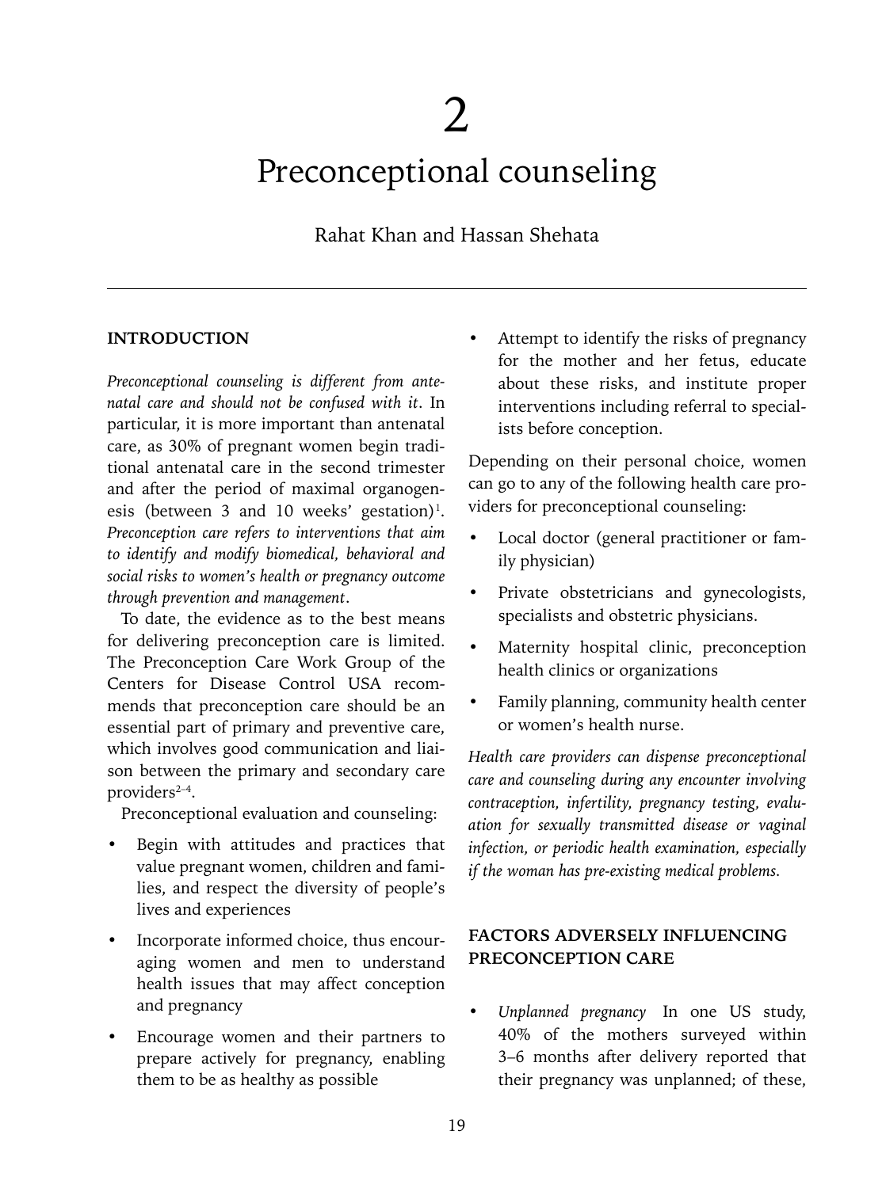# 2

# Preconceptional counseling

Rahat Khan and Hassan Shehata

## INTRODUCTION

*Preconceptional counseling is different from antenatal care and should not be confused with it*. In particular, it is more important than antenatal care, as 30% of pregnant women begin traditional antenatal care in the second trimester and after the period of maximal organogenesis (between 3 and 10 weeks' gestation)[1]. *Preconception care refers to interventions that aim to identify and modify biomedical, behavioral and social risks to women's health or pregnancy outcome through prevention and management*.

To date, the evidence as to the best means for delivering preconception care is limited. The Preconception Care Work Group of the Centers for Disease Control USA recommends that preconception care should be an essential part of primary and preventive care, which involves good communication and liaison between the primary and secondary care providers[2–4].

Preconceptional evaluation and counseling:

- Begin with attitudes and practices that value pregnant women, children and families, and respect the diversity of people's lives and experiences
- Incorporate informed choice, thus encouraging women and men to understand health issues that may affect conception and pregnancy
- Encourage women and their partners to prepare actively for pregnancy, enabling them to be as healthy as possible
- Attempt to identify the risks of pregnancy for the mother and her fetus, educate about these risks, and institute proper interventions including referral to specialists before conception.

Depending on their personal choice, women can go to any of the following health care providers for preconceptional counseling:

- Local doctor (general practitioner or family physician)
- Private obstetricians and gynecologists, specialists and obstetric physicians.
- Maternity hospital clinic, preconception health clinics or organizations
- Family planning, community health center or women's health nurse.

*Health care providers can dispense preconceptional care and counseling during any encounter involving contraception, infertility, pregnancy testing, evaluation for sexually transmitted disease or vaginal infection, or periodic health examination, especially if the woman has pre-existing medical problems.*

## FACTORS ADVERSELY INFLUENCING PRECONCEPTION CARE

- *Unplanned pregnancy* In one US study, 40% of the mothers surveyed within 3–6 months after delivery reported that their pregnancy was unplanned; of these,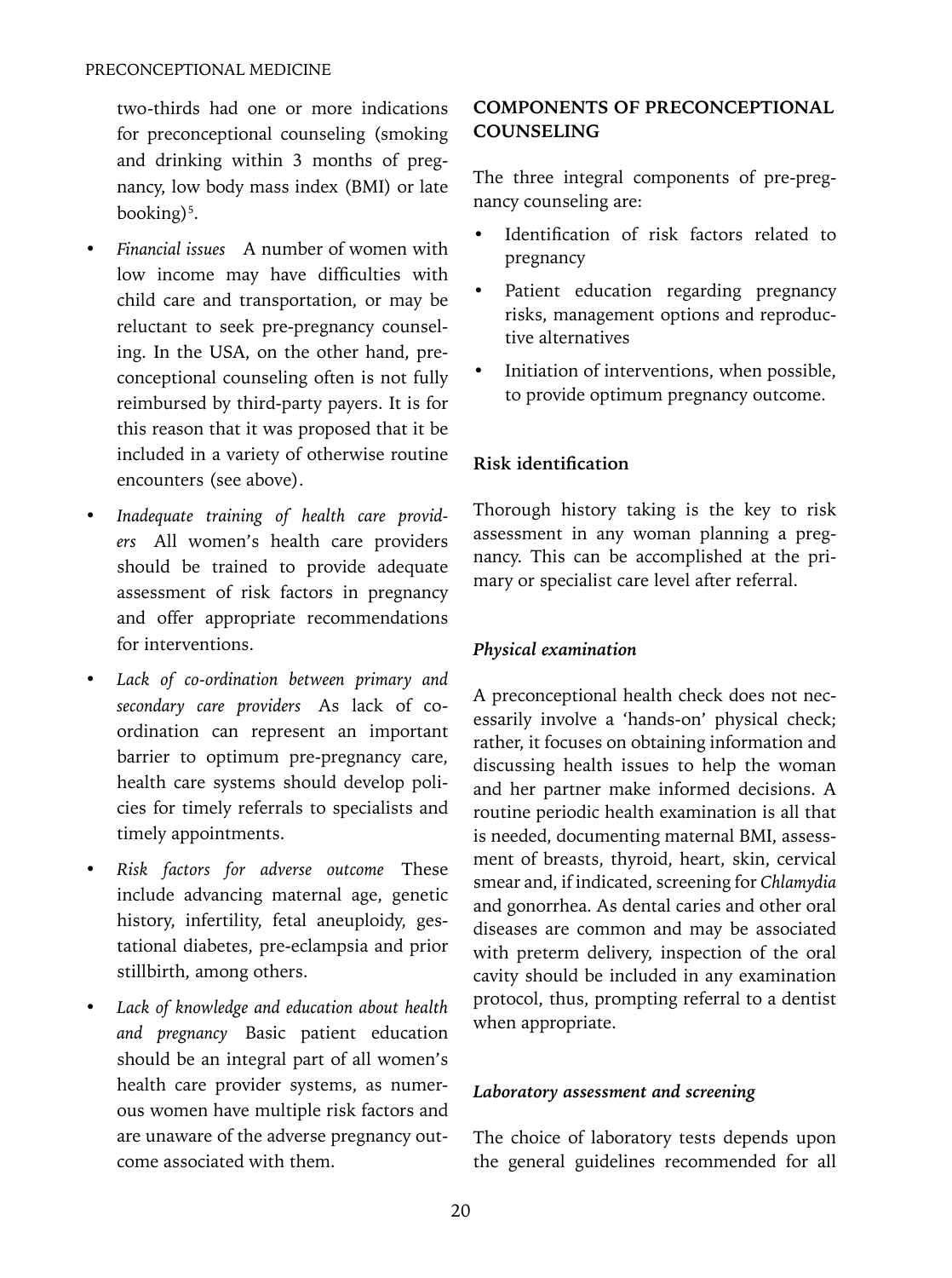two-thirds had one or more indications for preconceptional counseling (smoking and drinking within 3 months of pregnancy, low body mass index (BMI) or late booking)[5].

- *Financial issues* A number of women with low income may have difficulties with child care and transportation, or may be reluctant to seek pre-pregnancy counseling. In the USA, on the other hand, preconceptional counseling often is not fully reimbursed by third-party payers. It is for this reason that it was proposed that it be included in a variety of otherwise routine encounters (see above).
- *Inadequate training of health care providers* All women's health care providers should be trained to provide adequate assessment of risk factors in pregnancy and offer appropriate recommendations for interventions.
- *Lack of co-ordination between primary and secondary care providers* As lack of co-ordination can represent an important barrier to optimum pre-pregnancy care, health care systems should develop policies for timely referrals to specialists and timely appointments.
- *Risk factors for adverse outcome* These include advancing maternal age, genetic history, infertility, fetal aneuploidy, gestational diabetes, pre-eclampsia and prior stillbirth, among others.
- *Lack of knowledge and education about health and pregnancy* Basic patient education should be an integral part of all women's health care provider systems, as numerous women have multiple risk factors and are unaware of the adverse pregnancy outcome associated with them.

## COMPONENTS OF PRECONCEPTIONAL COUNSELING

The three integral components of pre-pregnancy counseling are:

- Identification of risk factors related to pregnancy
- Patient education regarding pregnancy risks, management options and reproductive alternatives
- Initiation of interventions, when possible, to provide optimum pregnancy outcome.

### Risk identification

Thorough history taking is the key to risk assessment in any woman planning a pregnancy. This can be accomplished at the primary or specialist care level after referral.

#### *Physical examination*

A preconceptional health check does not necessarily involve a 'hands-on' physical check; rather, it focuses on obtaining information and discussing health issues to help the woman and her partner make informed decisions. A routine periodic health examination is all that is needed, documenting maternal BMI, assessment of breasts, thyroid, heart, skin, cervical smear and, if indicated, screening for *Chlamydia* and gonorrhea. As dental caries and other oral diseases are common and may be associated with preterm delivery, inspection of the oral cavity should be included in any examination protocol, thus, prompting referral to a dentist when appropriate.

#### *Laboratory assessment and screening*

The choice of laboratory tests depends upon the general guidelines recommended for all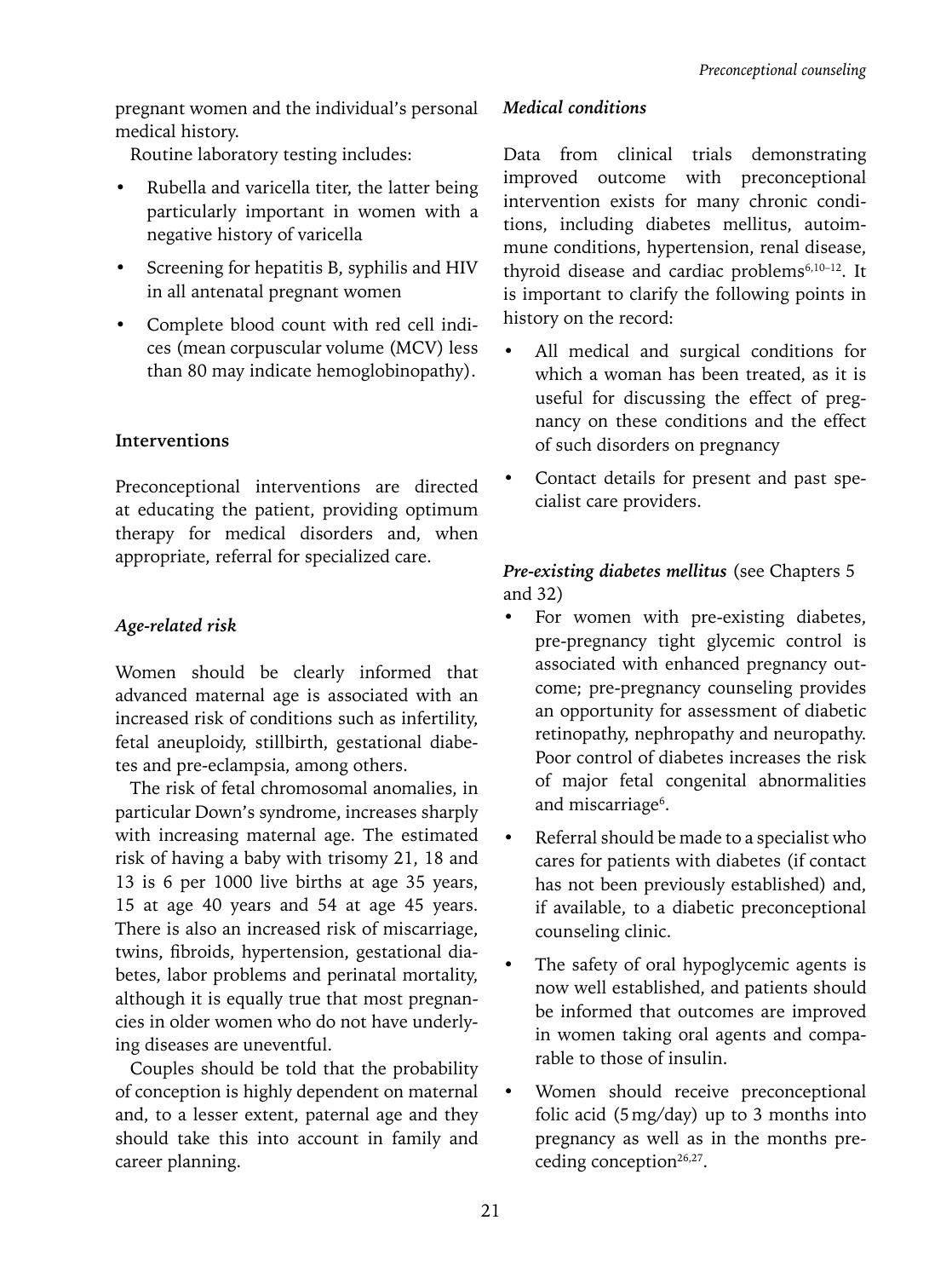pregnant women and the individual's personal medical history.

Routine laboratory testing includes:

- Rubella and varicella titer, the latter being particularly important in women with a negative history of varicella
- Screening for hepatitis B, syphilis and HIV in all antenatal pregnant women
- Complete blood count with red cell indices (mean corpuscular volume (MCV) less than 80 may indicate hemoglobinopathy).

### Interventions

Preconceptional interventions are directed at educating the patient, providing optimum therapy for medical disorders and, when appropriate, referral for specialized care.

#### *Age-related risk*

Women should be clearly informed that advanced maternal age is associated with an increased risk of conditions such as infertility, fetal aneuploidy, stillbirth, gestational diabetes and pre-eclampsia, among others.

The risk of fetal chromosomal anomalies, in particular Down's syndrome, increases sharply with increasing maternal age. The estimated risk of having a baby with trisomy 21, 18 and 13 is 6 per 1000 live births at age 35 years, 15 at age 40 years and 54 at age 45 years. There is also an increased risk of miscarriage, twins, fibroids, hypertension, gestational diabetes, labor problems and perinatal mortality, although it is equally true that most pregnancies in older women who do not have underlying diseases are uneventful.

Couples should be told that the probability of conception is highly dependent on maternal and, to a lesser extent, paternal age and they should take this into account in family and career planning.

#### *Medical conditions*

Data from clinical trials demonstrating improved outcome with preconceptional intervention exists for many chronic conditions, including diabetes mellitus, autoimmune conditions, hypertension, renal disease, thyroid disease and cardiac problems[6,10–12]. It is important to clarify the following points in history on the record:

- All medical and surgical conditions for which a woman has been treated, as it is useful for discussing the effect of pregnancy on these conditions and the effect of such disorders on pregnancy
- Contact details for present and past specialist care providers.

***Pre-existing diabetes mellitus*** (see Chapters 5 and 32)

- For women with pre-existing diabetes, pre-pregnancy tight glycemic control is associated with enhanced pregnancy outcome; pre-pregnancy counseling provides an opportunity for assessment of diabetic retinopathy, nephropathy and neuropathy. Poor control of diabetes increases the risk of major fetal congenital abnormalities and miscarriage[6].
- Referral should be made to a specialist who cares for patients with diabetes (if contact has not been previously established) and, if available, to a diabetic preconceptional counseling clinic.
- The safety of oral hypoglycemic agents is now well established, and patients should be informed that outcomes are improved in women taking oral agents and comparable to those of insulin.
- Women should receive preconceptional folic acid (5 mg/day) up to 3 months into pregnancy as well as in the months preceding conception[26,27].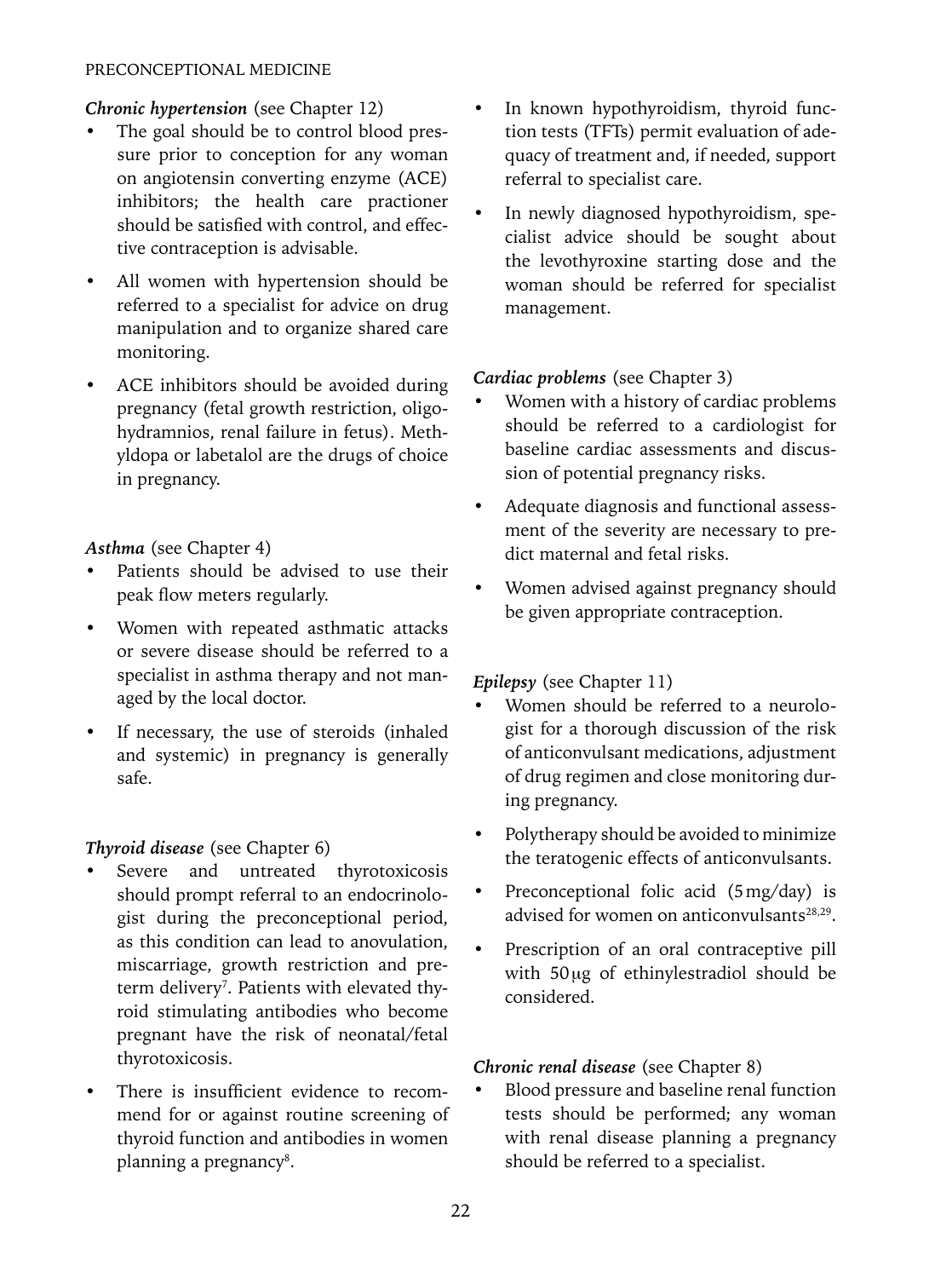***Chronic hypertension*** (see Chapter 12)

- The goal should be to control blood pressure prior to conception for any woman on angiotensin converting enzyme (ACE) inhibitors; the health care practioner should be satisfied with control, and effective contraception is advisable.
- All women with hypertension should be referred to a specialist for advice on drug manipulation and to organize shared care monitoring.
- ACE inhibitors should be avoided during pregnancy (fetal growth restriction, oligohydramnios, renal failure in fetus). Methyldopa or labetalol are the drugs of choice in pregnancy.

***Asthma*** (see Chapter 4)

- Patients should be advised to use their peak flow meters regularly.
- Women with repeated asthmatic attacks or severe disease should be referred to a specialist in asthma therapy and not managed by the local doctor.
- If necessary, the use of steroids (inhaled and systemic) in pregnancy is generally safe.

***Thyroid disease*** (see Chapter 6)

- Severe and untreated thyrotoxicosis should prompt referral to an endocrinologist during the preconceptional period, as this condition can lead to anovulation, miscarriage, growth restriction and preterm delivery[7]. Patients with elevated thyroid stimulating antibodies who become pregnant have the risk of neonatal/fetal thyrotoxicosis.
- There is insufficient evidence to recommend for or against routine screening of thyroid function and antibodies in women planning a pregnancy[8].
- In known hypothyroidism, thyroid function tests (TFTs) permit evaluation of adequacy of treatment and, if needed, support referral to specialist care.
- In newly diagnosed hypothyroidism, specialist advice should be sought about the levothyroxine starting dose and the woman should be referred for specialist management.

***Cardiac problems*** (see Chapter 3)

- Women with a history of cardiac problems should be referred to a cardiologist for baseline cardiac assessments and discussion of potential pregnancy risks.
- Adequate diagnosis and functional assessment of the severity are necessary to predict maternal and fetal risks.
- Women advised against pregnancy should be given appropriate contraception.

***Epilepsy*** (see Chapter 11)

- Women should be referred to a neurologist for a thorough discussion of the risk of anticonvulsant medications, adjustment of drug regimen and close monitoring during pregnancy.
- Polytherapy should be avoided to minimize the teratogenic effects of anticonvulsants.
- Preconceptional folic acid (5 mg/day) is advised for women on anticonvulsants[28,29].
- Prescription of an oral contraceptive pill with 50 μg of ethinylestradiol should be considered.

***Chronic renal disease*** (see Chapter 8)

- Blood pressure and baseline renal function tests should be performed; any woman with renal disease planning a pregnancy should be referred to a specialist.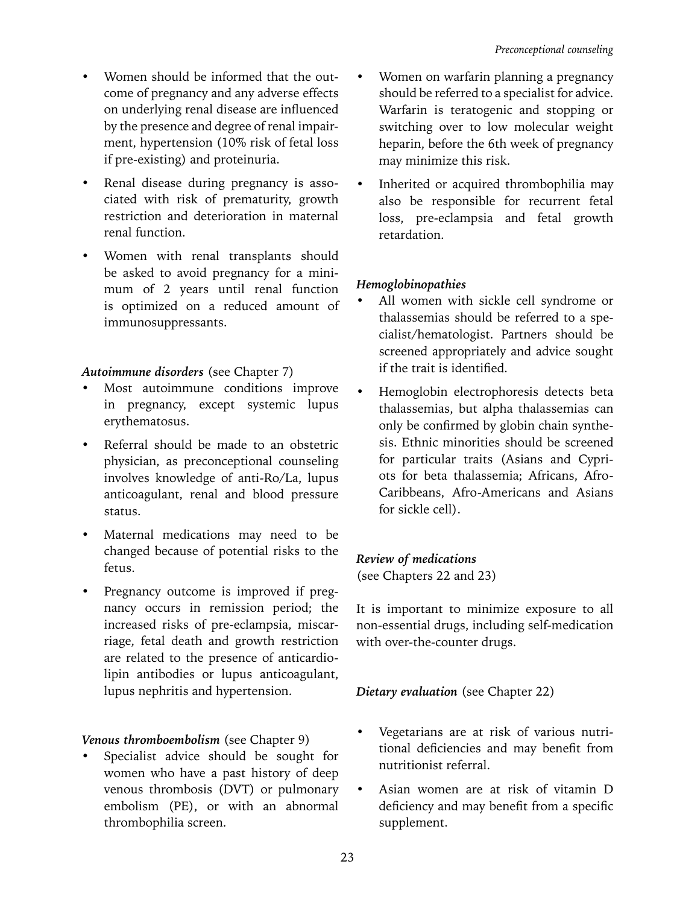- Women should be informed that the outcome of pregnancy and any adverse effects on underlying renal disease are influenced by the presence and degree of renal impairment, hypertension (10% risk of fetal loss if pre-existing) and proteinuria.
- Renal disease during pregnancy is associated with risk of prematurity, growth restriction and deterioration in maternal renal function.
- Women with renal transplants should be asked to avoid pregnancy for a minimum of 2 years until renal function is optimized on a reduced amount of immunosuppressants.

***Autoimmune disorders*** (see Chapter 7)

- Most autoimmune conditions improve in pregnancy, except systemic lupus erythematosus.
- Referral should be made to an obstetric physician, as preconceptional counseling involves knowledge of anti-Ro/La, lupus anticoagulant, renal and blood pressure status.
- Maternal medications may need to be changed because of potential risks to the fetus.
- Pregnancy outcome is improved if pregnancy occurs in remission period; the increased risks of pre-eclampsia, miscarriage, fetal death and growth restriction are related to the presence of anticardiolipin antibodies or lupus anticoagulant, lupus nephritis and hypertension.

***Venous thromboembolism*** (see Chapter 9)

- Specialist advice should be sought for women who have a past history of deep venous thrombosis (DVT) or pulmonary embolism (PE), or with an abnormal thrombophilia screen.
- Women on warfarin planning a pregnancy should be referred to a specialist for advice. Warfarin is teratogenic and stopping or switching over to low molecular weight heparin, before the 6th week of pregnancy may minimize this risk.
- Inherited or acquired thrombophilia may also be responsible for recurrent fetal loss, pre-eclampsia and fetal growth retardation.

***Hemoglobinopathies***

- All women with sickle cell syndrome or thalassemias should be referred to a specialist/hematologist. Partners should be screened appropriately and advice sought if the trait is identified.
- Hemoglobin electrophoresis detects beta thalassemias, but alpha thalassemias can only be confirmed by globin chain synthesis. Ethnic minorities should be screened for particular traits (Asians and Cypriots for beta thalassemia; Africans, Afro-Caribbeans, Afro-Americans and Asians for sickle cell).

***Review of medications***
(see Chapters 22 and 23)

It is important to minimize exposure to all non-essential drugs, including self-medication with over-the-counter drugs.

***Dietary evaluation*** (see Chapter 22)

- Vegetarians are at risk of various nutritional deficiencies and may benefit from nutritionist referral.
- Asian women are at risk of vitamin D deficiency and may benefit from a specific supplement.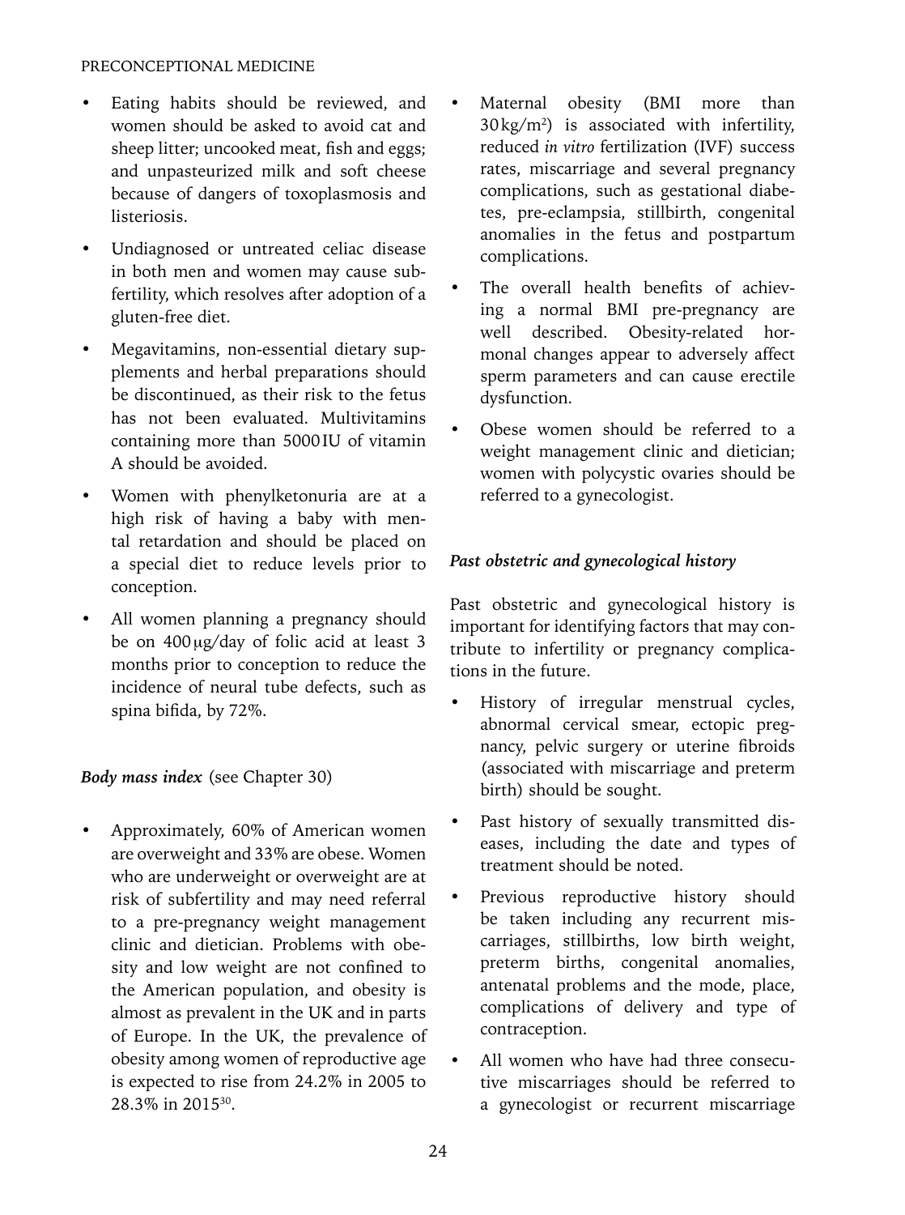- Eating habits should be reviewed, and women should be asked to avoid cat and sheep litter; uncooked meat, fish and eggs; and unpasteurized milk and soft cheese because of dangers of toxoplasmosis and listeriosis.
- Undiagnosed or untreated celiac disease in both men and women may cause subfertility, which resolves after adoption of a gluten-free diet.
- Megavitamins, non-essential dietary supplements and herbal preparations should be discontinued, as their risk to the fetus has not been evaluated. Multivitamins containing more than 5000 IU of vitamin A should be avoided.
- Women with phenylketonuria are at a high risk of having a baby with mental retardation and should be placed on a special diet to reduce levels prior to conception.
- All women planning a pregnancy should be on 400 μg/day of folic acid at least 3 months prior to conception to reduce the incidence of neural tube defects, such as spina bifida, by 72%.

### *Body mass index* (see Chapter 30)

- Approximately, 60% of American women are overweight and 33% are obese. Women who are underweight or overweight are at risk of subfertility and may need referral to a pre-pregnancy weight management clinic and dietician. Problems with obesity and low weight are not confined to the American population, and obesity is almost as prevalent in the UK and in parts of Europe. In the UK, the prevalence of obesity among women of reproductive age is expected to rise from 24.2% in 2005 to 28.3% in 2015[30].
- Maternal obesity (BMI more than 30 kg/m$^2$) is associated with infertility, reduced *in vitro* fertilization (IVF) success rates, miscarriage and several pregnancy complications, such as gestational diabetes, pre-eclampsia, stillbirth, congenital anomalies in the fetus and postpartum complications.
- The overall health benefits of achieving a normal BMI pre-pregnancy are well described. Obesity-related hormonal changes appear to adversely affect sperm parameters and can cause erectile dysfunction.
- Obese women should be referred to a weight management clinic and dietician; women with polycystic ovaries should be referred to a gynecologist.

### *Past obstetric and gynecological history*

Past obstetric and gynecological history is important for identifying factors that may contribute to infertility or pregnancy complications in the future.

- History of irregular menstrual cycles, abnormal cervical smear, ectopic pregnancy, pelvic surgery or uterine fibroids (associated with miscarriage and preterm birth) should be sought.
- Past history of sexually transmitted diseases, including the date and types of treatment should be noted.
- Previous reproductive history should be taken including any recurrent miscarriages, stillbirths, low birth weight, preterm births, congenital anomalies, antenatal problems and the mode, place, complications of delivery and type of contraception.
- All women who have had three consecutive miscarriages should be referred to a gynecologist or recurrent miscarriage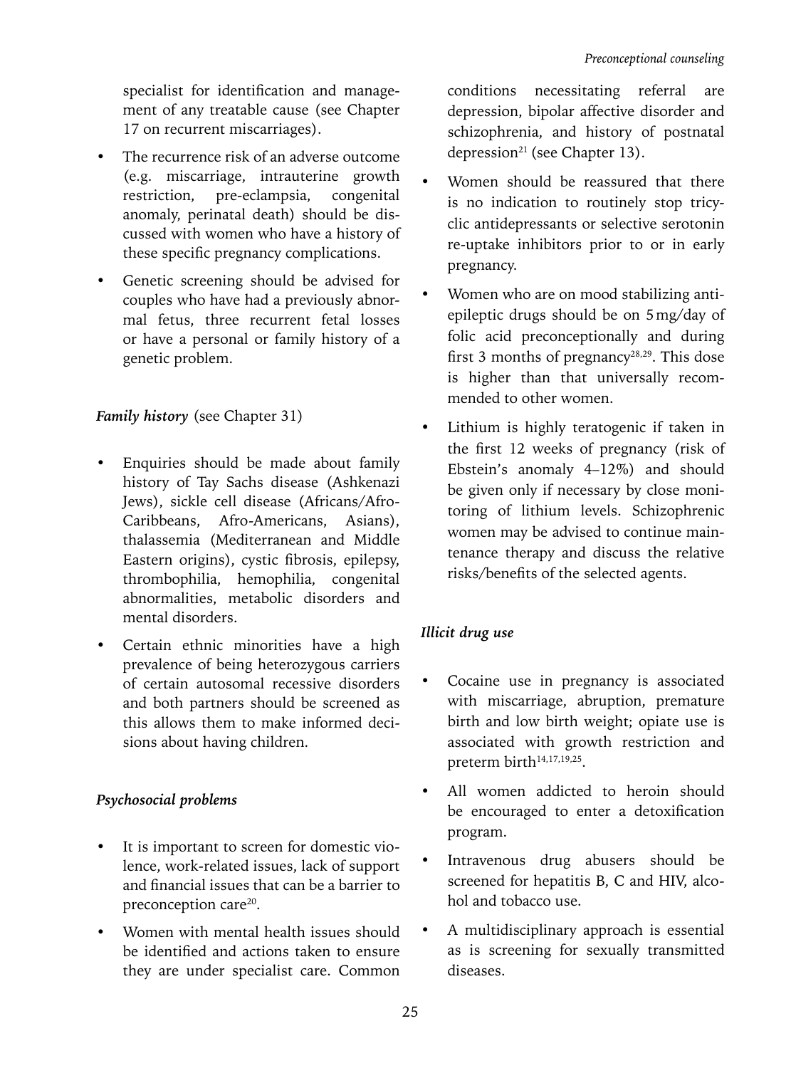specialist for identification and management of any treatable cause (see Chapter 17 on recurrent miscarriages).

- The recurrence risk of an adverse outcome (e.g. miscarriage, intrauterine growth restriction, pre-eclampsia, congenital anomaly, perinatal death) should be discussed with women who have a history of these specific pregnancy complications.
- Genetic screening should be advised for couples who have had a previously abnormal fetus, three recurrent fetal losses or have a personal or family history of a genetic problem.

***Family history*** (see Chapter 31)

- Enquiries should be made about family history of Tay Sachs disease (Ashkenazi Jews), sickle cell disease (Africans/Afro-Caribbeans, Afro-Americans, Asians), thalassemia (Mediterranean and Middle Eastern origins), cystic fibrosis, epilepsy, thrombophilia, hemophilia, congenital abnormalities, metabolic disorders and mental disorders.
- Certain ethnic minorities have a high prevalence of being heterozygous carriers of certain autosomal recessive disorders and both partners should be screened as this allows them to make informed decisions about having children.

***Psychosocial problems***

- It is important to screen for domestic violence, work-related issues, lack of support and financial issues that can be a barrier to preconception care[20].
- Women with mental health issues should be identified and actions taken to ensure they are under specialist care. Common conditions necessitating referral are depression, bipolar affective disorder and schizophrenia, and history of postnatal depression[21] (see Chapter 13).
- Women should be reassured that there is no indication to routinely stop tricyclic antidepressants or selective serotonin re-uptake inhibitors prior to or in early pregnancy.
- Women who are on mood stabilizing anti-epileptic drugs should be on 5 mg/day of folic acid preconceptionally and during first 3 months of pregnancy[28,29]. This dose is higher than that universally recommended to other women.
- Lithium is highly teratogenic if taken in the first 12 weeks of pregnancy (risk of Ebstein's anomaly 4–12%) and should be given only if necessary by close monitoring of lithium levels. Schizophrenic women may be advised to continue maintenance therapy and discuss the relative risks/benefits of the selected agents.

***Illicit drug use***

- Cocaine use in pregnancy is associated with miscarriage, abruption, premature birth and low birth weight; opiate use is associated with growth restriction and preterm birth[14,17,19,25].
- All women addicted to heroin should be encouraged to enter a detoxification program.
- Intravenous drug abusers should be screened for hepatitis B, C and HIV, alcohol and tobacco use.
- A multidisciplinary approach is essential as is screening for sexually transmitted diseases.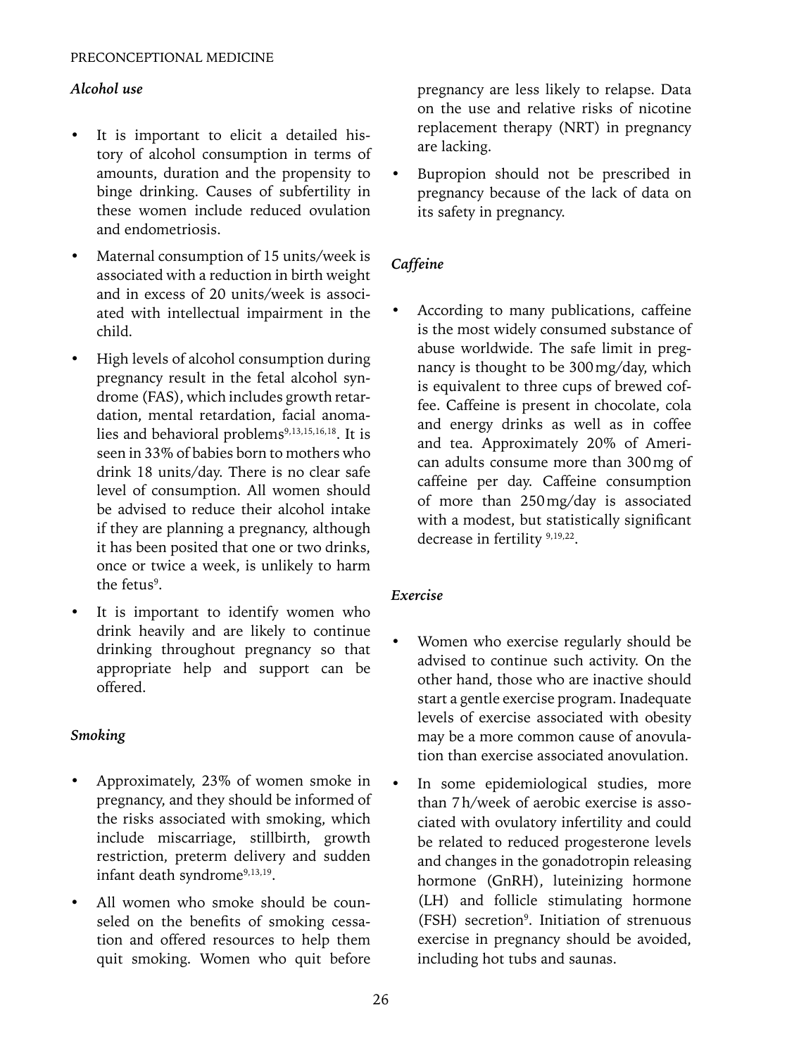### *Alcohol use*

- It is important to elicit a detailed history of alcohol consumption in terms of amounts, duration and the propensity to binge drinking. Causes of subfertility in these women include reduced ovulation and endometriosis.
- Maternal consumption of 15 units/week is associated with a reduction in birth weight and in excess of 20 units/week is associated with intellectual impairment in the child.
- High levels of alcohol consumption during pregnancy result in the fetal alcohol syndrome (FAS), which includes growth retardation, mental retardation, facial anomalies and behavioral problems[9,13,15,16,18]. It is seen in 33% of babies born to mothers who drink 18 units/day. There is no clear safe level of consumption. All women should be advised to reduce their alcohol intake if they are planning a pregnancy, although it has been posited that one or two drinks, once or twice a week, is unlikely to harm the fetus[9].
- It is important to identify women who drink heavily and are likely to continue drinking throughout pregnancy so that appropriate help and support can be offered.

### *Smoking*

- Approximately, 23% of women smoke in pregnancy, and they should be informed of the risks associated with smoking, which include miscarriage, stillbirth, growth restriction, preterm delivery and sudden infant death syndrome[9,13,19].
- All women who smoke should be counseled on the benefits of smoking cessation and offered resources to help them quit smoking. Women who quit before pregnancy are less likely to relapse. Data on the use and relative risks of nicotine replacement therapy (NRT) in pregnancy are lacking.
- Bupropion should not be prescribed in pregnancy because of the lack of data on its safety in pregnancy.

### *Caffeine*

- According to many publications, caffeine is the most widely consumed substance of abuse worldwide. The safe limit in pregnancy is thought to be 300 mg/day, which is equivalent to three cups of brewed coffee. Caffeine is present in chocolate, cola and energy drinks as well as in coffee and tea. Approximately 20% of American adults consume more than 300 mg of caffeine per day. Caffeine consumption of more than 250 mg/day is associated with a modest, but statistically significant decrease in fertility [9,19,22].

### *Exercise*

- Women who exercise regularly should be advised to continue such activity. On the other hand, those who are inactive should start a gentle exercise program. Inadequate levels of exercise associated with obesity may be a more common cause of anovulation than exercise associated anovulation.
- In some epidemiological studies, more than 7 h/week of aerobic exercise is associated with ovulatory infertility and could be related to reduced progesterone levels and changes in the gonadotropin releasing hormone (GnRH), luteinizing hormone (LH) and follicle stimulating hormone (FSH) secretion[9]. Initiation of strenuous exercise in pregnancy should be avoided, including hot tubs and saunas.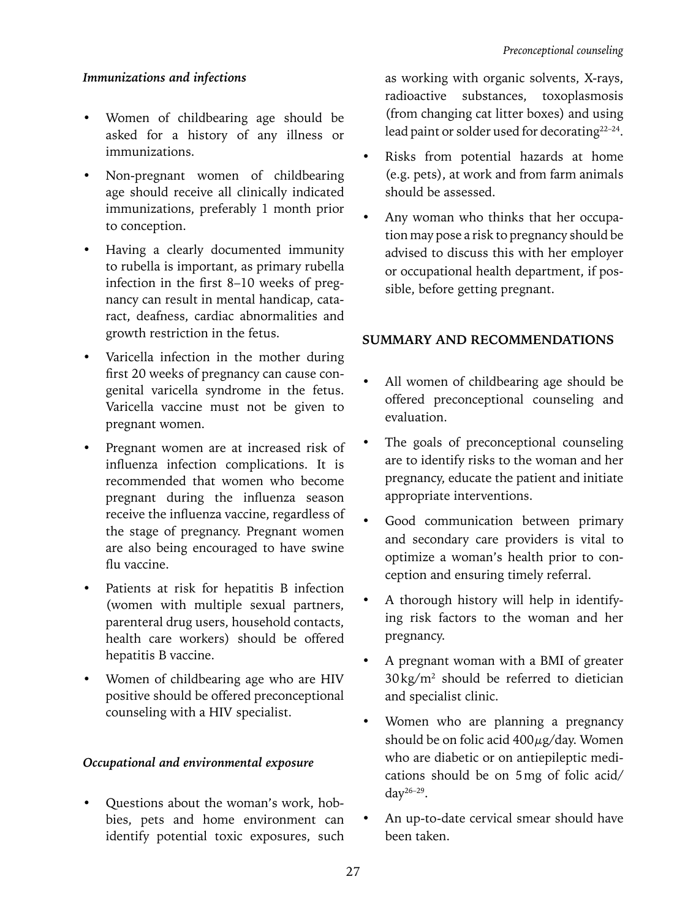### *Immunizations and infections*

- Women of childbearing age should be asked for a history of any illness or immunizations.
- Non-pregnant women of childbearing age should receive all clinically indicated immunizations, preferably 1 month prior to conception.
- Having a clearly documented immunity to rubella is important, as primary rubella infection in the first 8–10 weeks of pregnancy can result in mental handicap, cataract, deafness, cardiac abnormalities and growth restriction in the fetus.
- Varicella infection in the mother during first 20 weeks of pregnancy can cause congenital varicella syndrome in the fetus. Varicella vaccine must not be given to pregnant women.
- Pregnant women are at increased risk of influenza infection complications. It is recommended that women who become pregnant during the influenza season receive the influenza vaccine, regardless of the stage of pregnancy. Pregnant women are also being encouraged to have swine flu vaccine.
- Patients at risk for hepatitis B infection (women with multiple sexual partners, parenteral drug users, household contacts, health care workers) should be offered hepatitis B vaccine.
- Women of childbearing age who are HIV positive should be offered preconceptional counseling with a HIV specialist.

### *Occupational and environmental exposure*

- Questions about the woman's work, hobbies, pets and home environment can identify potential toxic exposures, such as working with organic solvents, X-rays, radioactive substances, toxoplasmosis (from changing cat litter boxes) and using lead paint or solder used for decorating[22–24].
- Risks from potential hazards at home (e.g. pets), at work and from farm animals should be assessed.
- Any woman who thinks that her occupation may pose a risk to pregnancy should be advised to discuss this with her employer or occupational health department, if possible, before getting pregnant.

## SUMMARY AND RECOMMENDATIONS

- All women of childbearing age should be offered preconceptional counseling and evaluation.
- The goals of preconceptional counseling are to identify risks to the woman and her pregnancy, educate the patient and initiate appropriate interventions.
- Good communication between primary and secondary care providers is vital to optimize a woman's health prior to conception and ensuring timely referral.
- A thorough history will help in identifying risk factors to the woman and her pregnancy.
- A pregnant woman with a BMI of greater $30\,\text{kg/m}^2$ should be referred to dietician and specialist clinic.
- Women who are planning a pregnancy should be on folic acid $400\,\mu\text{g}$/day. Women who are diabetic or on antiepileptic medications should be on 5 mg of folic acid/day[26–29].
- An up-to-date cervical smear should have been taken.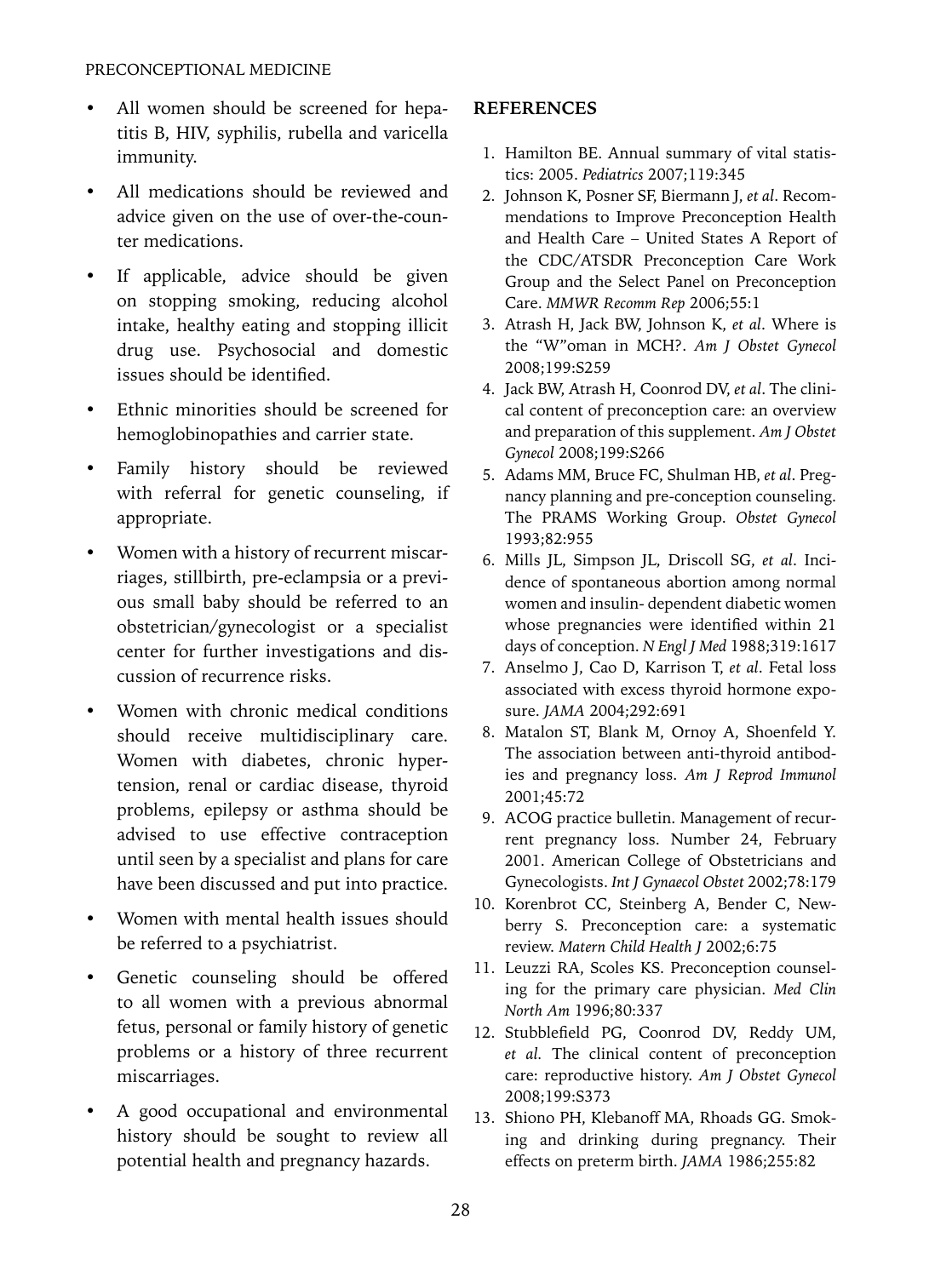- All women should be screened for hepatitis B, HIV, syphilis, rubella and varicella immunity.
- All medications should be reviewed and advice given on the use of over-the-counter medications.
- If applicable, advice should be given on stopping smoking, reducing alcohol intake, healthy eating and stopping illicit drug use. Psychosocial and domestic issues should be identified.
- Ethnic minorities should be screened for hemoglobinopathies and carrier state.
- Family history should be reviewed with referral for genetic counseling, if appropriate.
- Women with a history of recurrent miscarriages, stillbirth, pre-eclampsia or a previous small baby should be referred to an obstetrician/gynecologist or a specialist center for further investigations and discussion of recurrence risks.
- Women with chronic medical conditions should receive multidisciplinary care. Women with diabetes, chronic hypertension, renal or cardiac disease, thyroid problems, epilepsy or asthma should be advised to use effective contraception until seen by a specialist and plans for care have been discussed and put into practice.
- Women with mental health issues should be referred to a psychiatrist.
- Genetic counseling should be offered to all women with a previous abnormal fetus, personal or family history of genetic problems or a history of three recurrent miscarriages.
- A good occupational and environmental history should be sought to review all potential health and pregnancy hazards.

## REFERENCES

1. Hamilton BE. Annual summary of vital statistics: 2005. *Pediatrics* 2007;119:345
2. Johnson K, Posner SF, Biermann J, *et al*. Recommendations to Improve Preconception Health and Health Care – United States A Report of the CDC/ATSDR Preconception Care Work Group and the Select Panel on Preconception Care. *MMWR Recomm Rep* 2006;55:1
3. Atrash H, Jack BW, Johnson K, *et al*. Where is the "W"oman in MCH?. *Am J Obstet Gynecol* 2008;199:S259
4. Jack BW, Atrash H, Coonrod DV, *et al*. The clinical content of preconception care: an overview and preparation of this supplement. *Am J Obstet Gynecol* 2008;199:S266
5. Adams MM, Bruce FC, Shulman HB, *et al*. Pregnancy planning and pre-conception counseling. The PRAMS Working Group. *Obstet Gynecol* 1993;82:955
6. Mills JL, Simpson JL, Driscoll SG, *et al*. Incidence of spontaneous abortion among normal women and insulin- dependent diabetic women whose pregnancies were identified within 21 days of conception. *N Engl J Med* 1988;319:1617
7. Anselmo J, Cao D, Karrison T, *et al*. Fetal loss associated with excess thyroid hormone exposure. *JAMA* 2004;292:691
8. Matalon ST, Blank M, Ornoy A, Shoenfeld Y. The association between anti-thyroid antibodies and pregnancy loss. *Am J Reprod Immunol* 2001;45:72
9. ACOG practice bulletin. Management of recurrent pregnancy loss. Number 24, February 2001. American College of Obstetricians and Gynecologists. *Int J Gynaecol Obstet* 2002;78:179
10. Korenbrot CC, Steinberg A, Bender C, Newberry S. Preconception care: a systematic review. *Matern Child Health J* 2002;6:75
11. Leuzzi RA, Scoles KS. Preconception counseling for the primary care physician. *Med Clin North Am* 1996;80:337
12. Stubblefield PG, Coonrod DV, Reddy UM, *et al.* The clinical content of preconception care: reproductive history. *Am J Obstet Gynecol* 2008;199:S373
13. Shiono PH, Klebanoff MA, Rhoads GG. Smoking and drinking during pregnancy. Their effects on preterm birth. *JAMA* 1986;255:82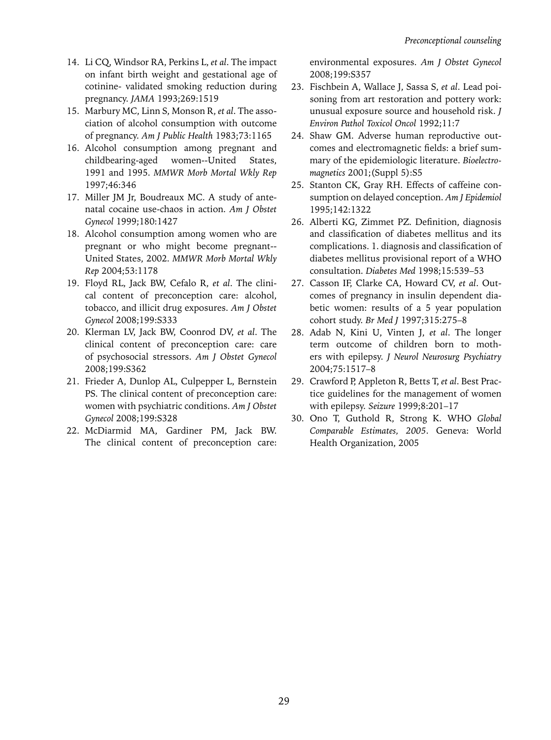14. Li CQ, Windsor RA, Perkins L, *et al*. The impact on infant birth weight and gestational age of cotinine- validated smoking reduction during pregnancy. *JAMA* 1993;269:1519
15. Marbury MC, Linn S, Monson R, *et al*. The association of alcohol consumption with outcome of pregnancy. *Am J Public Health* 1983;73:1165
16. Alcohol consumption among pregnant and childbearing-aged women--United States, 1991 and 1995. *MMWR Morb Mortal Wkly Rep* 1997;46:346
17. Miller JM Jr, Boudreaux MC. A study of antenatal cocaine use-chaos in action. *Am J Obstet Gynecol* 1999;180:1427
18. Alcohol consumption among women who are pregnant or who might become pregnant--United States, 2002. *MMWR Morb Mortal Wkly Rep* 2004;53:1178
19. Floyd RL, Jack BW, Cefalo R, *et al*. The clinical content of preconception care: alcohol, tobacco, and illicit drug exposures. *Am J Obstet Gynecol* 2008;199:S333
20. Klerman LV, Jack BW, Coonrod DV, *et al*. The clinical content of preconception care: care of psychosocial stressors. *Am J Obstet Gynecol* 2008;199:S362
21. Frieder A, Dunlop AL, Culpepper L, Bernstein PS. The clinical content of preconception care: women with psychiatric conditions. *Am J Obstet Gynecol* 2008;199:S328
22. McDiarmid MA, Gardiner PM, Jack BW. The clinical content of preconception care: environmental exposures. *Am J Obstet Gynecol* 2008;199:S357
23. Fischbein A, Wallace J, Sassa S, *et al*. Lead poisoning from art restoration and pottery work: unusual exposure source and household risk. *J Environ Pathol Toxicol Oncol* 1992;11:7
24. Shaw GM. Adverse human reproductive outcomes and electromagnetic fields: a brief summary of the epidemiologic literature. *Bioelectromagnetics* 2001;(Suppl 5):S5
25. Stanton CK, Gray RH. Effects of caffeine consumption on delayed conception. *Am J Epidemiol* 1995;142:1322
26. Alberti KG, Zimmet PZ. Definition, diagnosis and classification of diabetes mellitus and its complications. 1. diagnosis and classification of diabetes mellitus provisional report of a WHO consultation. *Diabetes Med* 1998;15:539–53
27. Casson IF, Clarke CA, Howard CV, *et al*. Outcomes of pregnancy in insulin dependent diabetic women: results of a 5 year population cohort study. *Br Med J* 1997;315:275–8
28. Adab N, Kini U, Vinten J, *et al*. The longer term outcome of children born to mothers with epilepsy. *J Neurol Neurosurg Psychiatry* 2004;75:1517–8
29. Crawford P, Appleton R, Betts T, *et al*. Best Practice guidelines for the management of women with epilepsy. *Seizure* 1999;8:201–17
30. Ono T, Guthold R, Strong K. WHO *Global Comparable Estimates, 2005*. Geneva: World Health Organization, 2005